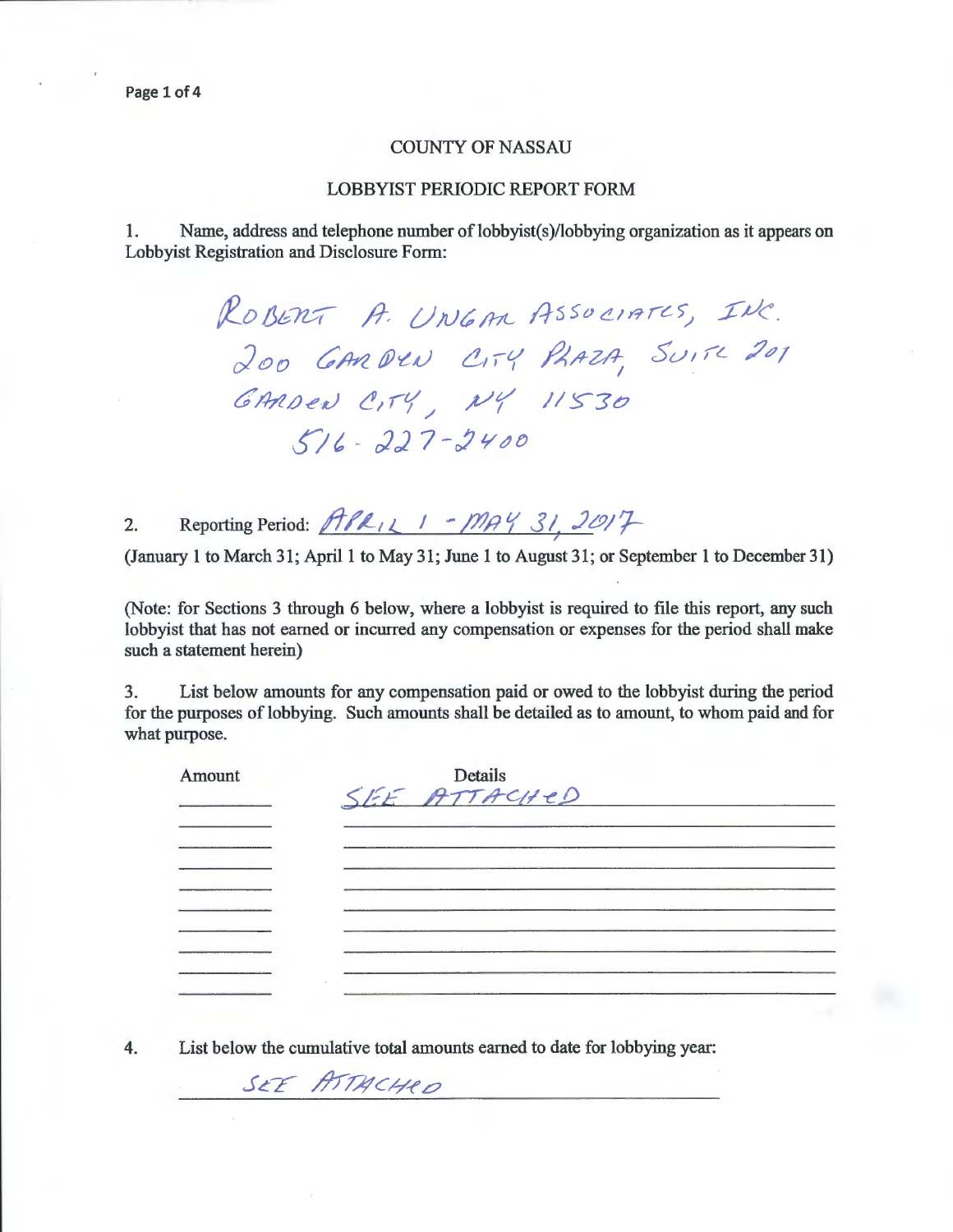COUNTY OF NASSAU

LOBBYIST PERIODIC REPORT FORM

1. Name, address and telephone number of lobbyist(s)/lobbying organization as it appears on Lobbyist Registration and Disclosure Form:

ROBERT A. UNGAR ASSOCIATES, INC.
200 GARDEN CITY PLAZA, SUITE 201
GARDEN CITY, NY 11530
516-227-2400

2. Reporting Period: APRIL 1 - MAY 31, 2017

(January 1 to March 31; April 1 to May 31; June 1 to August 31; or September 1 to December 31)

(Note: for Sections 3 through 6 below, where a lobbyist is required to file this report, any such lobbyist that has not earned or incurred any compensation or expenses for the period shall make such a statement herein)

3. List below amounts for any compensation paid or owed to the lobbyist during the period for the purposes of lobbying. Such amounts shall be detailed as to amount, to whom paid and for what purpose.

| Amount | Details |
|---|---|
| | SEE ATTACHED |
| | |
| | |
| | |
| | |
| | |
| | |
| | |
| | |
| | |

4. List below the cumulative total amounts earned to date for lobbying year:

SEE ATTACHED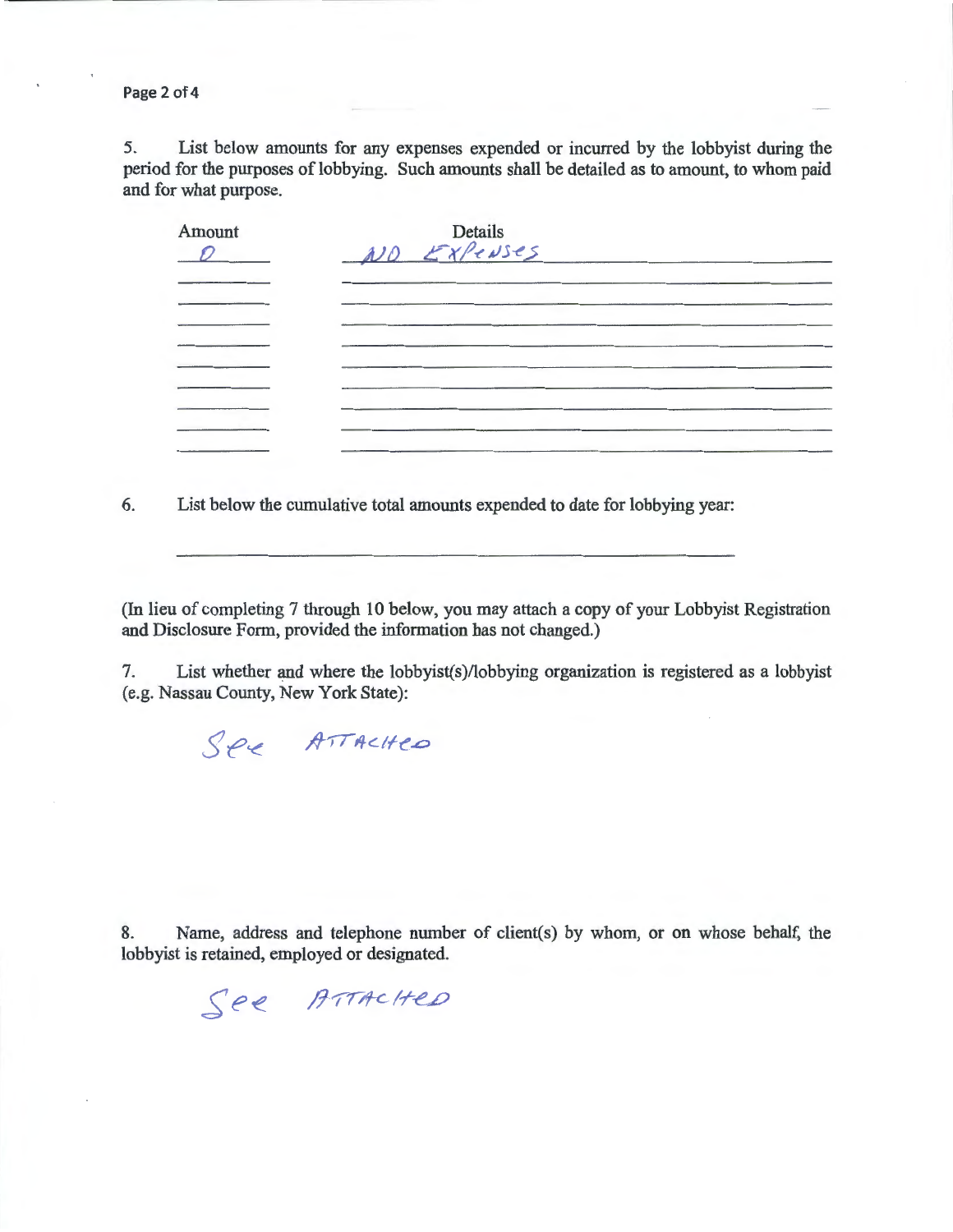5. List below amounts for any expenses expended or incurred by the lobbyist during the period for the purposes of lobbying. Such amounts shall be detailed as to amount, to whom paid and for what purpose.

| Amount | Details |
|---|---|
| 0 | NO EXPENSES |
| | |
| | |
| | |
| | |
| | |
| | |
| | |
| | |
| | |

6. List below the cumulative total amounts expended to date for lobbying year:

\_\_\_\_\_\_\_\_\_\_\_\_\_\_\_\_\_\_\_\_\_\_\_\_\_\_\_\_\_\_\_\_\_\_\_\_\_\_\_\_

(In lieu of completing 7 through 10 below, you may attach a copy of your Lobbyist Registration and Disclosure Form, provided the information has not changed.)

7. List whether and where the lobbyist(s)/lobbying organization is registered as a lobbyist (e.g. Nassau County, New York State):

See ATTACHED

8. Name, address and telephone number of client(s) by whom, or on whose behalf, the lobbyist is retained, employed or designated.

See ATTACHED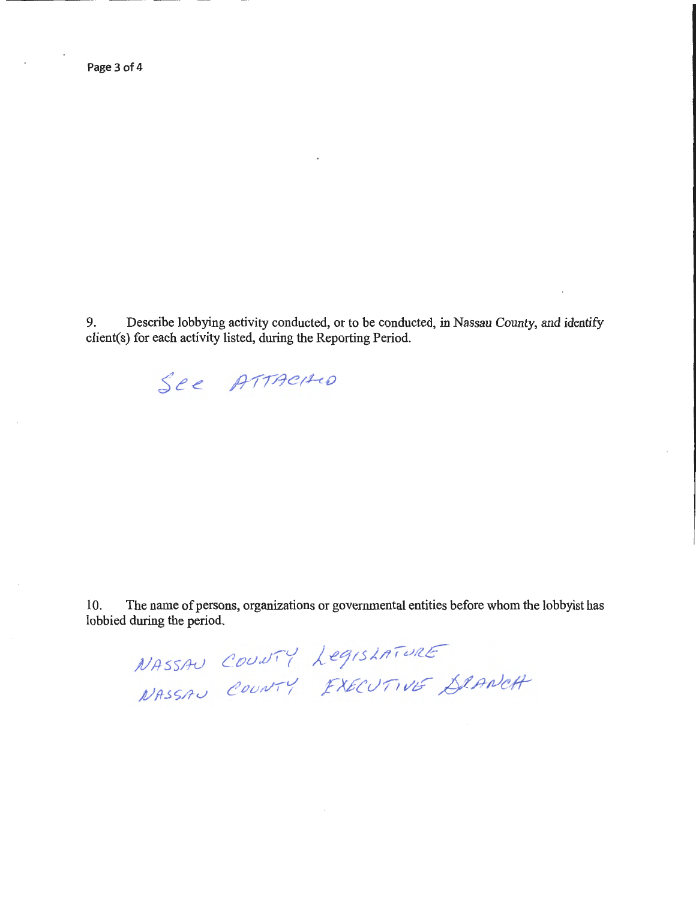9. Describe lobbying activity conducted, or to be conducted, in Nassau County, and identify client(s) for each activity listed, during the Reporting Period.

See ATTACHED

10. The name of persons, organizations or governmental entities before whom the lobbyist has lobbied during the period.

NASSAU COUNTY LEGISLATURE
NASSAU COUNTY EXECUTIVE BRANCH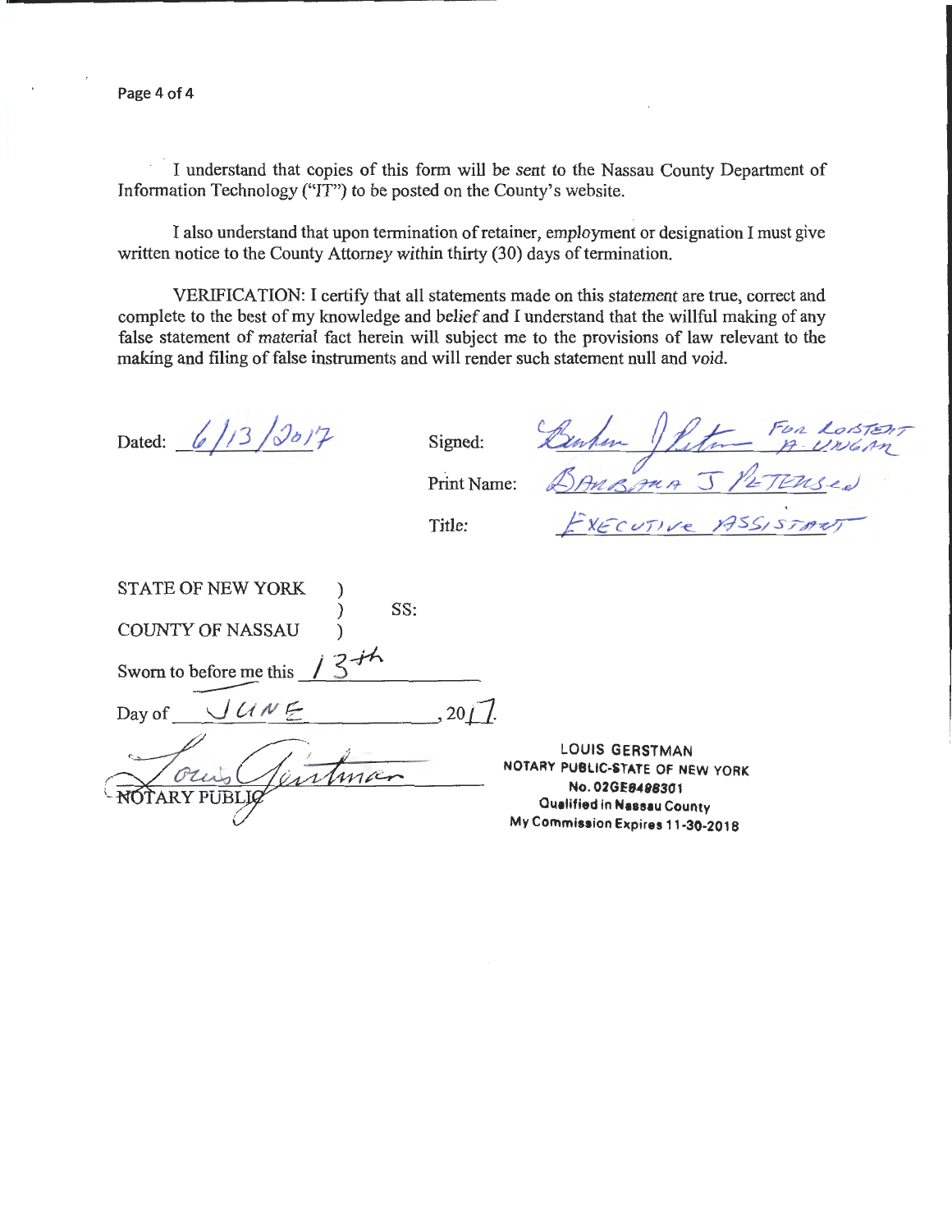I understand that copies of this form will be sent to the Nassau County Department of Information Technology ("IT") to be posted on the County's website.

I also understand that upon termination of retainer, employment or designation I must give written notice to the County Attorney within thirty (30) days of termination.

VERIFICATION: I certify that all statements made on this statement are true, correct and complete to the best of my knowledge and belief and I understand that the willful making of any false statement of material fact herein will subject me to the provisions of law relevant to the making and filing of false instruments and will render such statement null and void.

Dated: 6/13/2017

Signed: Barbara J Petersen FOR LOBSTEN A UNGAR

Print Name: BARBARA J PETERSEN

Title: EXECUTIVE ASSISTANT

STATE OF NEW YORK )
) SS:
COUNTY OF NASSAU )

Sworn to before me this 13th

Day of JUNE, 2017.

Louis Gerstman
NOTARY PUBLIC

LOUIS GERSTMAN
NOTARY PUBLIC-STATE OF NEW YORK
No. 02GE6498301
Qualified in Nassau County
My Commission Expires 11-30-2018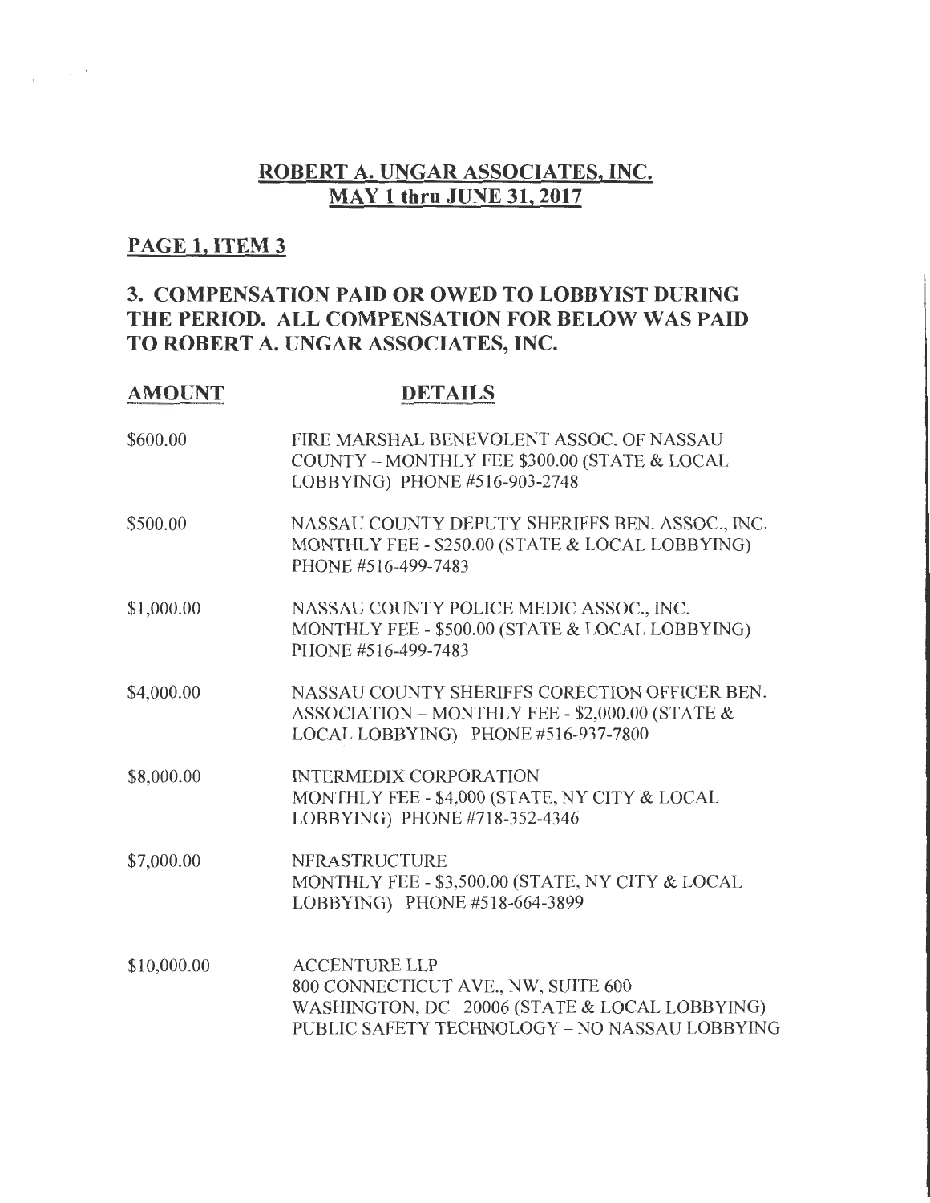# ROBERT A. UNGAR ASSOCIATES, INC.
## MAY 1 thru JUNE 31, 2017

### PAGE 1, ITEM 3

### 3. COMPENSATION PAID OR OWED TO LOBBYIST DURING THE PERIOD. ALL COMPENSATION FOR BELOW WAS PAID TO ROBERT A. UNGAR ASSOCIATES, INC.

| AMOUNT | DETAILS |
|---|---|
| \$600.00 | FIRE MARSHAL BENEVOLENT ASSOC. OF NASSAU COUNTY – MONTHLY FEE \$300.00 (STATE & LOCAL LOBBYING) PHONE #516-903-2748 |
| \$500.00 | NASSAU COUNTY DEPUTY SHERIFFS BEN. ASSOC., INC. MONTHLY FEE - \$250.00 (STATE & LOCAL LOBBYING) PHONE #516-499-7483 |
| \$1,000.00 | NASSAU COUNTY POLICE MEDIC ASSOC., INC. MONTHLY FEE - \$500.00 (STATE & LOCAL LOBBYING) PHONE #516-499-7483 |
| \$4,000.00 | NASSAU COUNTY SHERIFFS CORECTION OFFICER BEN. ASSOCIATION – MONTHLY FEE - \$2,000.00 (STATE & LOCAL LOBBYING) PHONE #516-937-7800 |
| \$8,000.00 | INTERMEDIX CORPORATION MONTHLY FEE - \$4,000 (STATE, NY CITY & LOCAL LOBBYING) PHONE #718-352-4346 |
| \$7,000.00 | NFRASTRUCTURE MONTHLY FEE - \$3,500.00 (STATE, NY CITY & LOCAL LOBBYING) PHONE #518-664-3899 |
| \$10,000.00 | ACCENTURE LLP 800 CONNECTICUT AVE., NW, SUITE 600 WASHINGTON, DC 20006 (STATE & LOCAL LOBBYING) PUBLIC SAFETY TECHNOLOGY – NO NASSAU LOBBYING |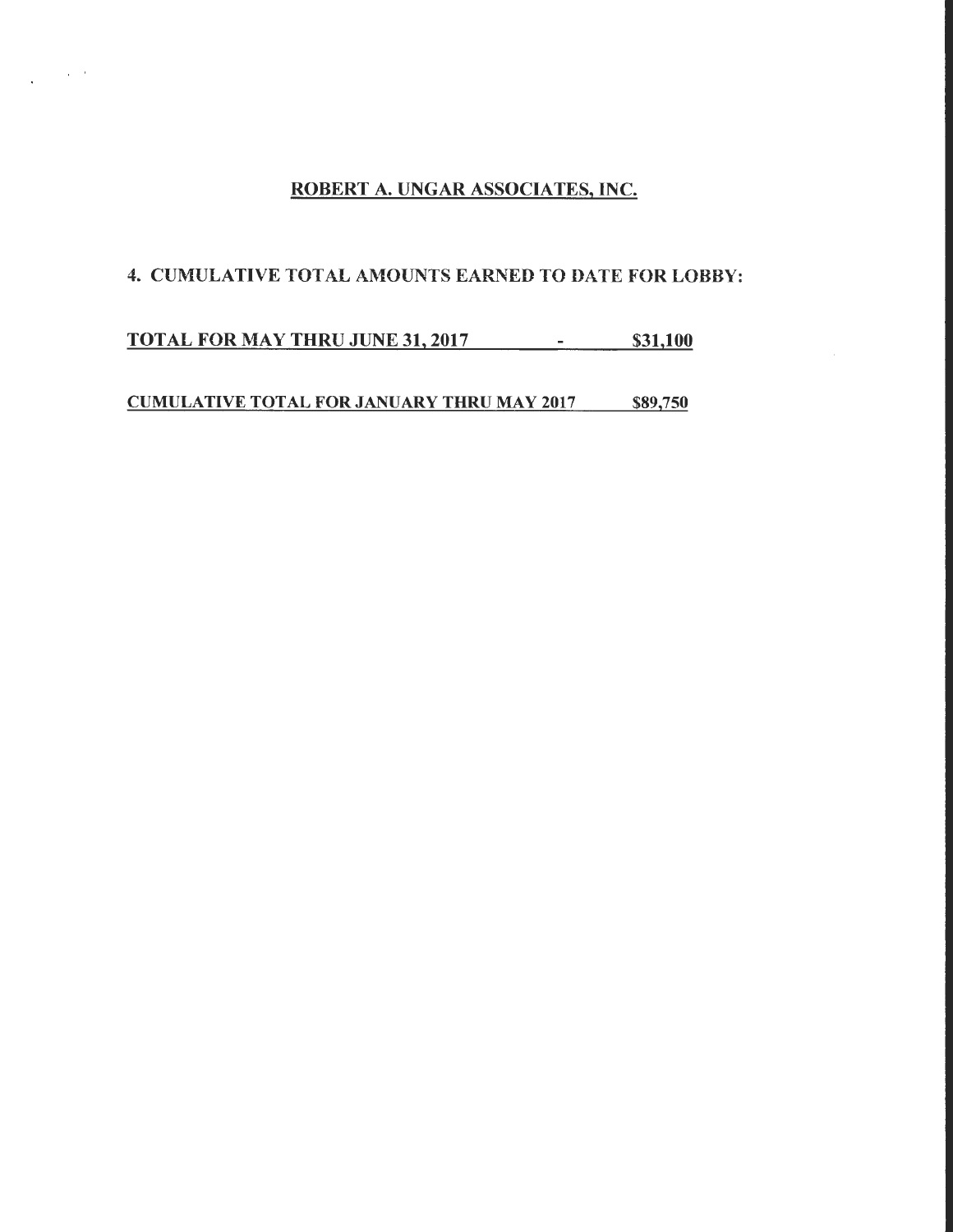## ROBERT A. UNGAR ASSOCIATES, INC.

**4. CUMULATIVE TOTAL AMOUNTS EARNED TO DATE FOR LOBBY:**

**TOTAL FOR MAY THRU JUNE 31, 2017 - $31,100**

**CUMULATIVE TOTAL FOR JANUARY THRU MAY 2017 $89,750**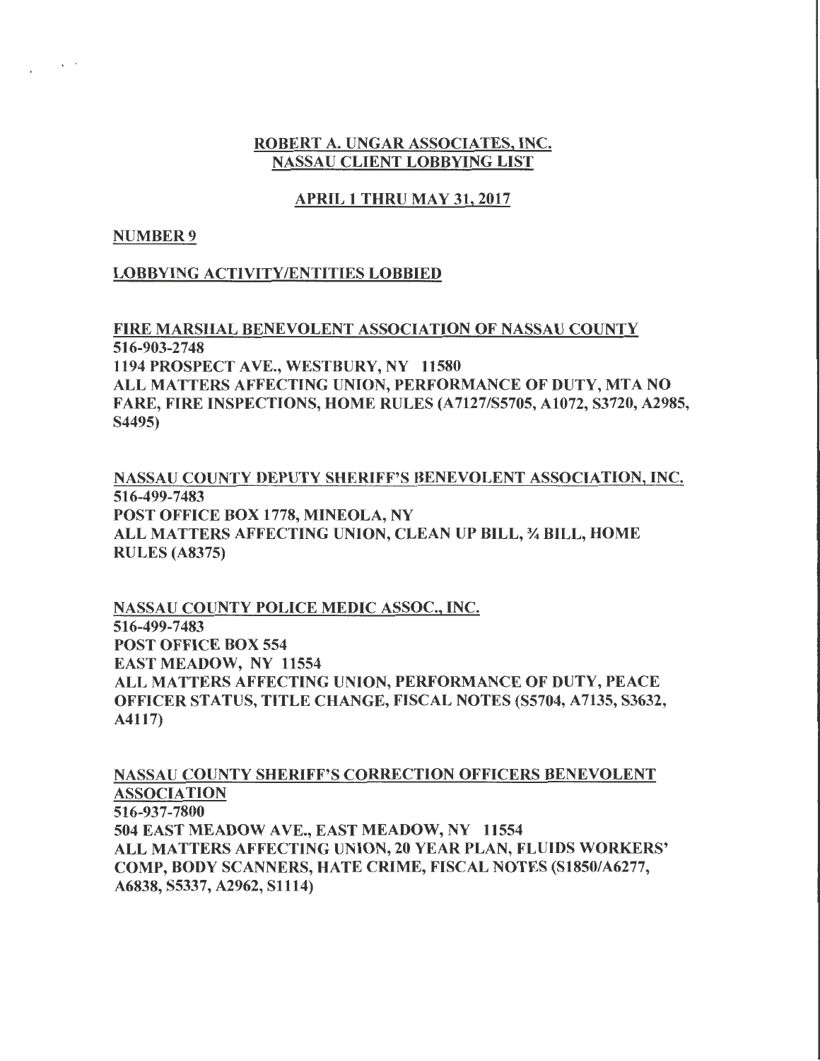# ROBERT A. UNGAR ASSOCIATES, INC.
# NASSAU CLIENT LOBBYING LIST

## APRIL 1 THRU MAY 31, 2017

### NUMBER 9

### LOBBYING ACTIVITY/ENTITIES LOBBIED

**FIRE MARSHAL BENEVOLENT ASSOCIATION OF NASSAU COUNTY**
516-903-2748
1194 PROSPECT AVE., WESTBURY, NY 11580
ALL MATTERS AFFECTING UNION, PERFORMANCE OF DUTY, MTA NO FARE, FIRE INSPECTIONS, HOME RULES (A7127/S5705, A1072, S3720, A2985, S4495)

**NASSAU COUNTY DEPUTY SHERIFF'S BENEVOLENT ASSOCIATION, INC.**
516-499-7483
POST OFFICE BOX 1778, MINEOLA, NY
ALL MATTERS AFFECTING UNION, CLEAN UP BILL, ¾ BILL, HOME RULES (A8375)

**NASSAU COUNTY POLICE MEDIC ASSOC., INC.**
516-499-7483
POST OFFICE BOX 554
EAST MEADOW, NY 11554
ALL MATTERS AFFECTING UNION, PERFORMANCE OF DUTY, PEACE OFFICER STATUS, TITLE CHANGE, FISCAL NOTES (S5704, A7135, S3632, A4117)

**NASSAU COUNTY SHERIFF'S CORRECTION OFFICERS BENEVOLENT ASSOCIATION**
516-937-7800
504 EAST MEADOW AVE., EAST MEADOW, NY 11554
ALL MATTERS AFFECTING UNION, 20 YEAR PLAN, FLUIDS WORKERS' COMP, BODY SCANNERS, HATE CRIME, FISCAL NOTES (S1850/A6277, A6838, S5337, A2962, S1114)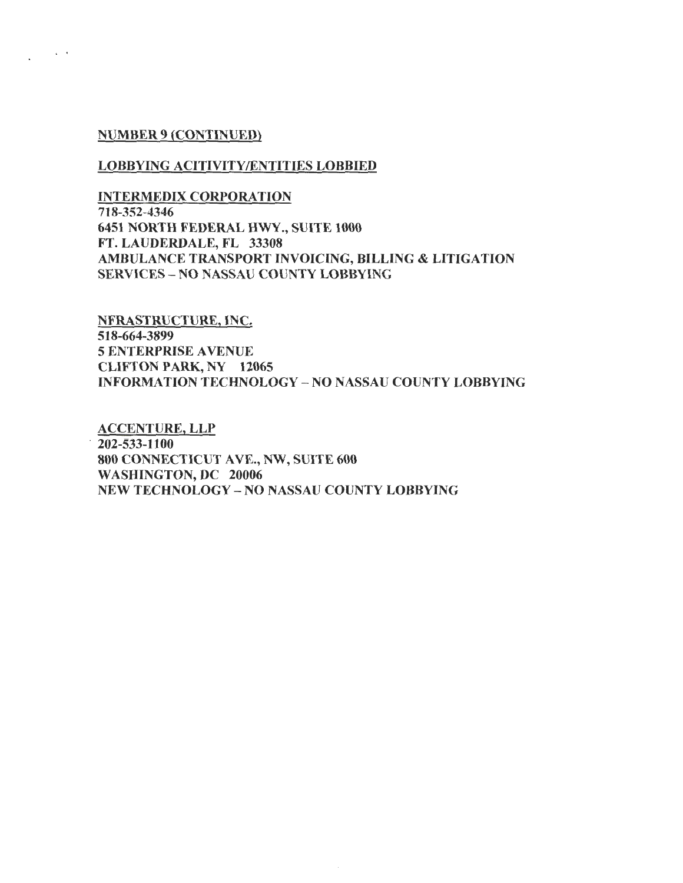NUMBER 9 (CONTINUED)

LOBBYING ACITIVITY/ENTITIES LOBBIED

INTERMEDIX CORPORATION
718-352-4346
6451 NORTH FEDERAL HWY., SUITE 1000
FT. LAUDERDALE, FL 33308
AMBULANCE TRANSPORT INVOICING, BILLING & LITIGATION SERVICES – NO NASSAU COUNTY LOBBYING

NFRASTRUCTURE, INC.
518-664-3899
5 ENTERPRISE AVENUE
CLIFTON PARK, NY 12065
INFORMATION TECHNOLOGY – NO NASSAU COUNTY LOBBYING

ACCENTURE, LLP
202-533-1100
800 CONNECTICUT AVE., NW, SUITE 600
WASHINGTON, DC 20006
NEW TECHNOLOGY – NO NASSAU COUNTY LOBBYING